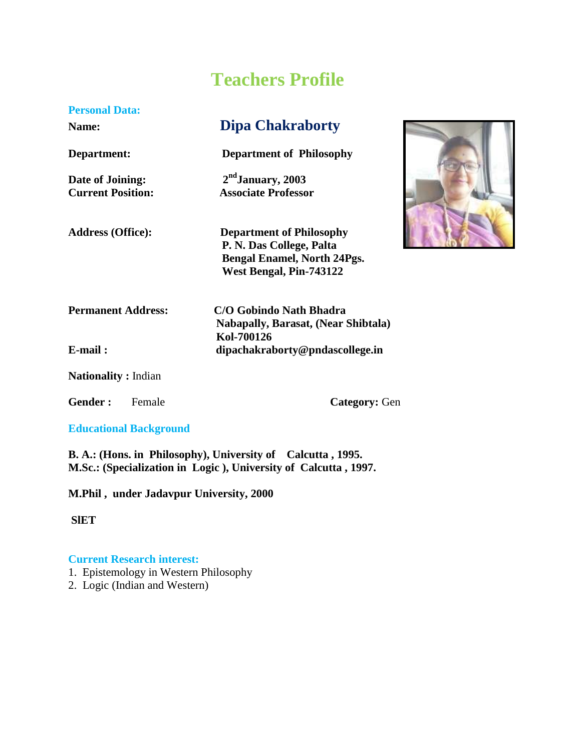# Teachers Profile

## Personal Data:

**Name:** **Dipa Chakraborty**

**Department:** **Department of Philosophy**

**Date of Joining:** **2nd January, 2003**

**Current Position:** **Associate Professor**

**Address (Office):** **Department of Philosophy**
**P. N. Das College, Palta**
**Bengal Enamel, North 24Pgs.**
**West Bengal, Pin-743122**

**Permanent Address:** **C/O Gobindo Nath Bhadra**
**Nabapally, Barasat, (Near Shibtala)**
**Kol-700126**

**E-mail :** **dipachakraborty@pndascollege.in**

**Nationality :** Indian

**Gender :** Female **Category:** Gen

## Educational Background

**B. A.: (Hons. in Philosophy), University of Calcutta , 1995.**
**M.Sc.: (Specialization in Logic ), University of Calcutta , 1997.**

**M.Phil , under Jadavpur University, 2000**

**SlET**

## Current Research interest:

1. Epistemology in Western Philosophy
2. Logic (Indian and Western)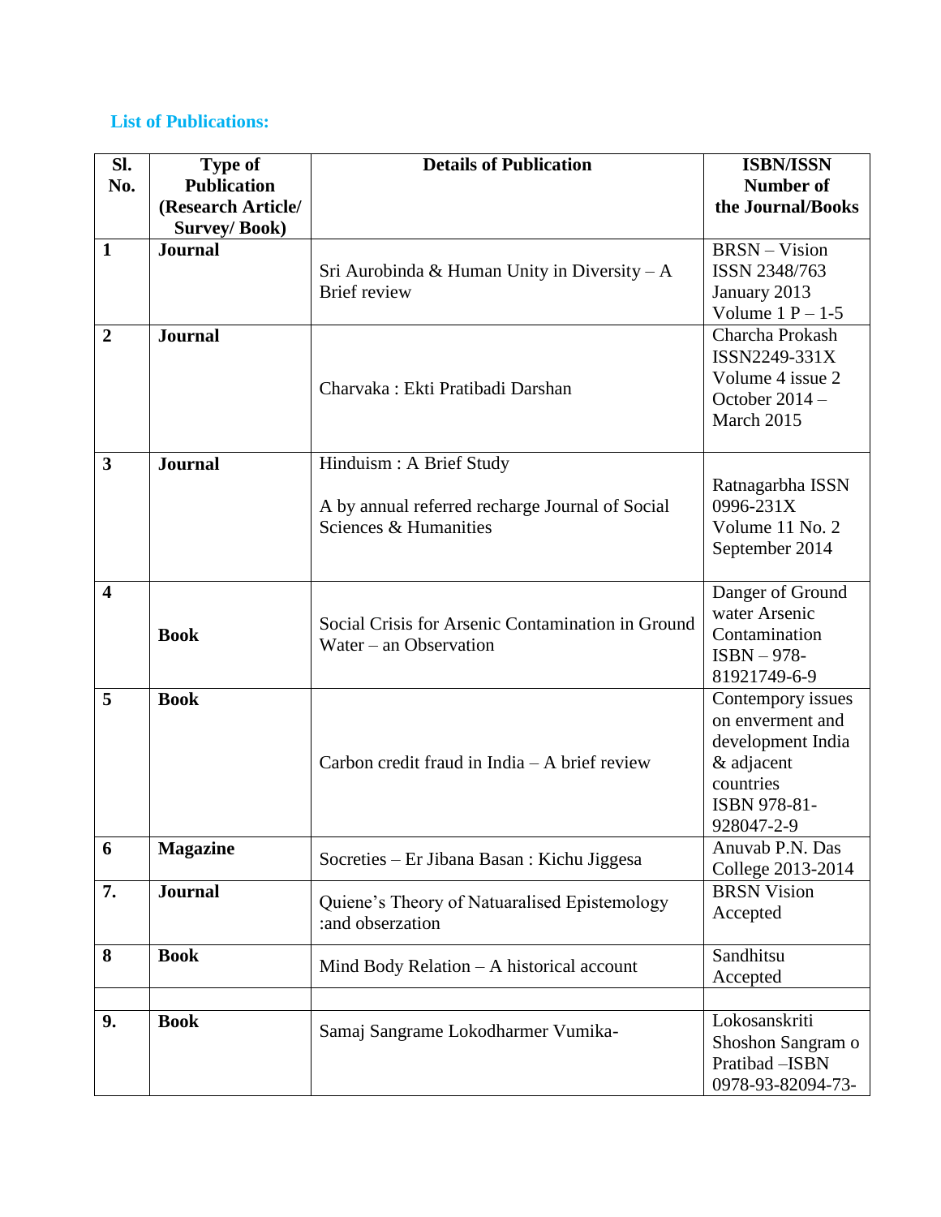## List of Publications:

| Sl. No. | Type of Publication (Research Article/ Survey/ Book) | Details of Publication | ISBN/ISSN Number of the Journal/Books |
|---|---|---|---|
| 1 | **Journal** | Sri Aurobinda & Human Unity in Diversity – A Brief review | BRSN – Vision ISSN 2348/763 January 2013 Volume 1 P – 1-5 |
| 2 | **Journal** | Charvaka : Ekti Pratibadi Darshan | Charcha Prokash ISSN2249-331X Volume 4 issue 2 October 2014 – March 2015 |
| 3 | **Journal** | Hinduism : A Brief Study<br><br>A by annual referred recharge Journal of Social Sciences & Humanities | Ratnagarbha ISSN 0996-231X Volume 11 No. 2 September 2014 |
| 4 | **Book** | Social Crisis for Arsenic Contamination in Ground Water – an Observation | Danger of Ground water Arsenic Contamination ISBN – 978-81921749-6-9 |
| 5 | **Book** | Carbon credit fraud in India – A brief review | Contempory issues on enverment and development India & adjacent countries ISBN 978-81-928047-2-9 |
| 6 | **Magazine** | Socreties – Er Jibana Basan : Kichu Jiggesa | Anuvab P.N. Das College 2013-2014 |
| 7. | **Journal** | Quiene's Theory of Natuaralised Epistemology :and obserzation | BRSN Vision Accepted |
| 8 | **Book** | Mind Body Relation – A historical account | Sandhitsu Accepted |
| | | | |
| 9. | **Book** | Samaj Sangrame Lokodharmer Vumika- | Lokosanskriti Shoshon Sangram o Pratibad –ISBN 0978-93-82094-73- |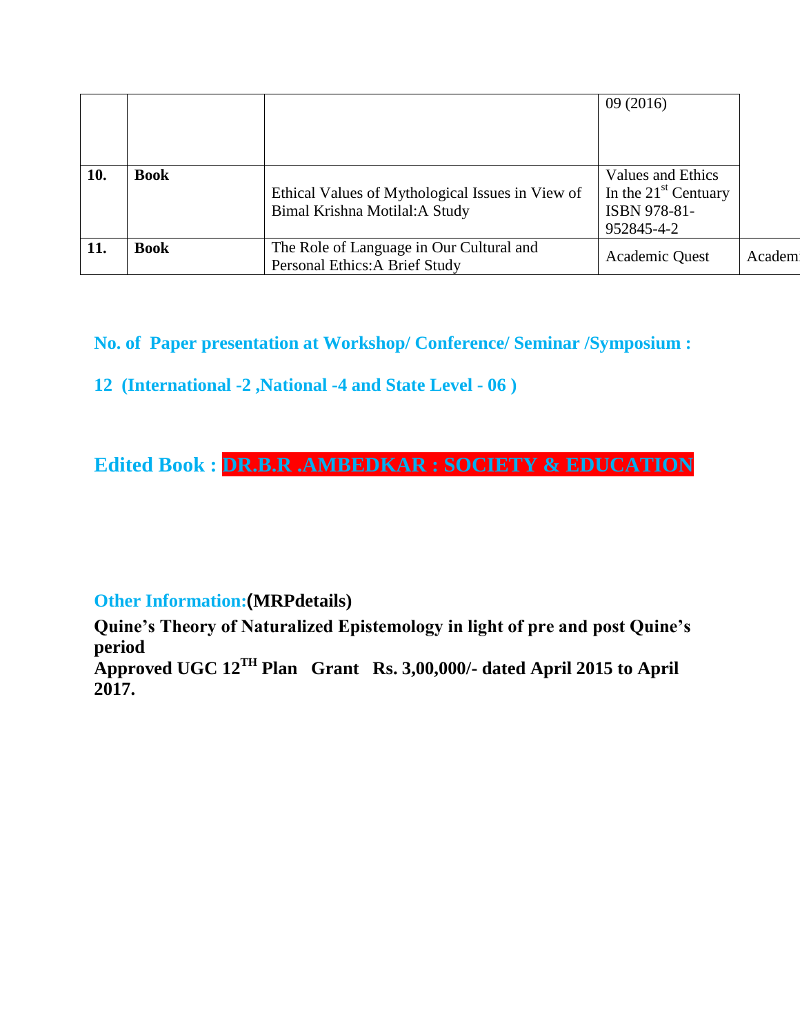| | | | | |
|---|---|---|---|---|
| | | | 09 (2016) | |
| **10.** | **Book** | Ethical Values of Mythological Issues in View of Bimal Krishna Motilal:A Study | Values and Ethics In the 21st Centuary ISBN 978-81-952845-4-2 | |
| **11.** | **Book** | The Role of Language in Our Cultural and Personal Ethics:A Brief Study | Academic Quest | Academ |

**No. of Paper presentation at Workshop/ Conference/ Seminar /Symposium :**

**12 (International -2 ,National -4 and State Level - 06 )**

**Edited Book : DR.B.R .AMBEDKAR : SOCIETY & EDUCATION**

**Other Information:(MRPdetails)**

**Quine's Theory of Naturalized Epistemology in light of pre and post Quine's period**
**Approved UGC 12TH Plan Grant Rs. 3,00,000/- dated April 2015 to April 2017.**